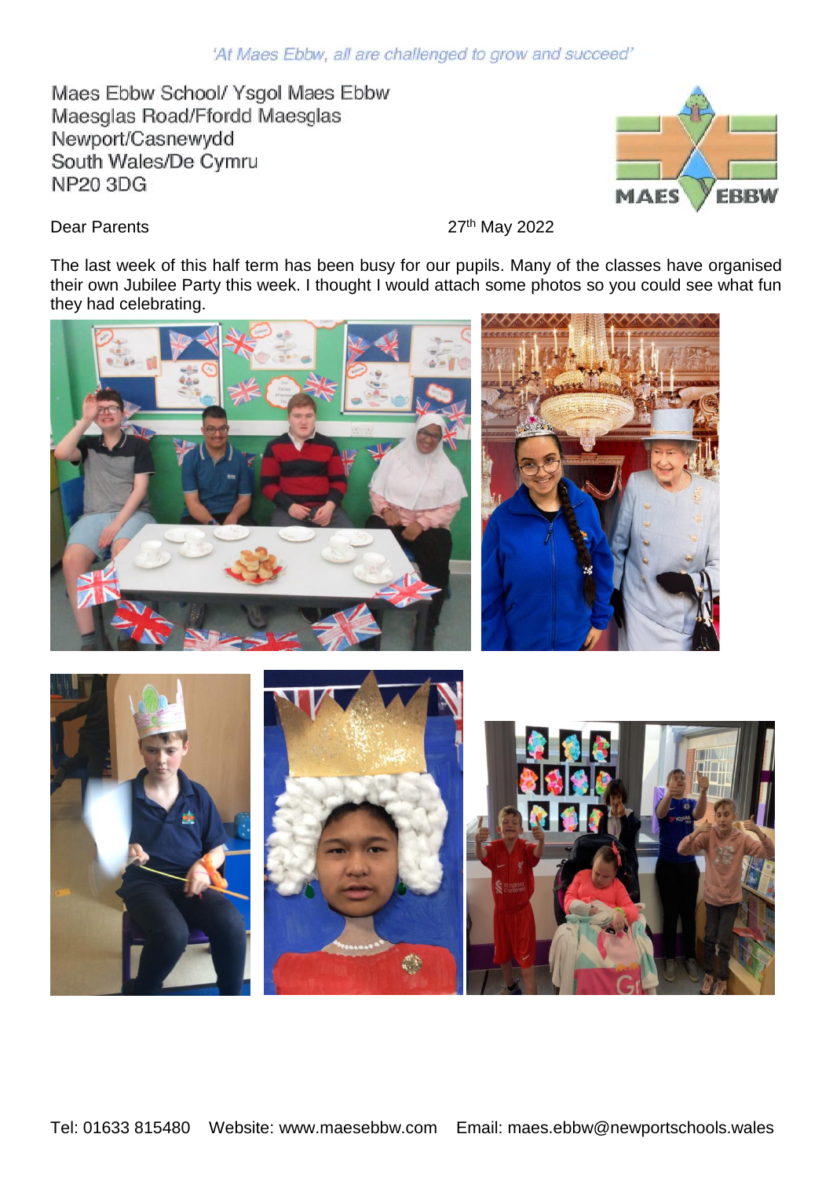*'At Maes Ebbw, all are challenged to grow and succeed'*

Maes Ebbw School/ Ysgol Maes Ebbw
Maesglas Road/Ffordd Maesglas
Newport/Casnewydd
South Wales/De Cymru
NP20 3DG

Dear Parents

27th May 2022

The last week of this half term has been busy for our pupils. Many of the classes have organised their own Jubilee Party this week. I thought I would attach some photos so you could see what fun they had celebrating.

Tel: 01633 815480 Website: www.maesebbw.com Email: maes.ebbw@newportschools.wales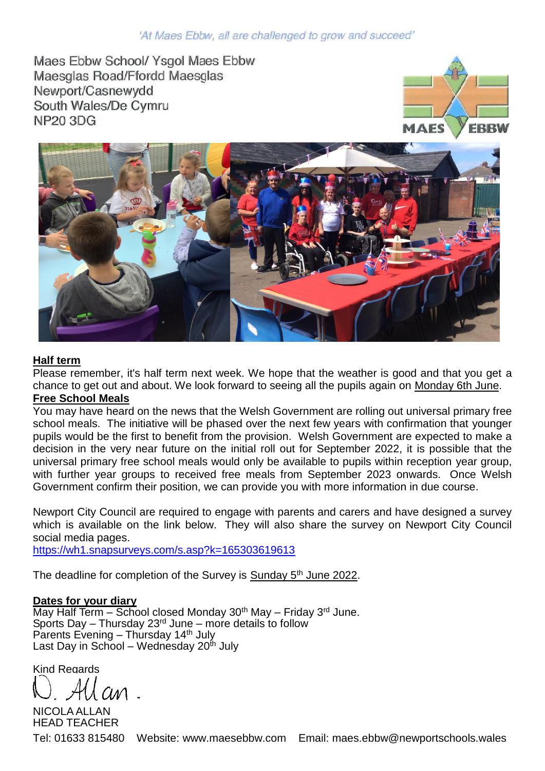*'At Maes Ebbw, all are challenged to grow and succeed'*

Maes Ebbw School/ Ysgol Maes Ebbw
Maesglas Road/Ffordd Maesglas
Newport/Casnewydd
South Wales/De Cymru
NP20 3DG

**Half term**

Please remember, it's half term next week. We hope that the weather is good and that you get a chance to get out and about. We look forward to seeing all the pupils again on Monday 6th June.

**Free School Meals**

You may have heard on the news that the Welsh Government are rolling out universal primary free school meals. The initiative will be phased over the next few years with confirmation that younger pupils would be the first to benefit from the provision. Welsh Government are expected to make a decision in the very near future on the initial roll out for September 2022, it is possible that the universal primary free school meals would only be available to pupils within reception year group, with further year groups to received free meals from September 2023 onwards. Once Welsh Government confirm their position, we can provide you with more information in due course.

Newport City Council are required to engage with parents and carers and have designed a survey which is available on the link below. They will also share the survey on Newport City Council social media pages.

https://wh1.snapsurveys.com/s.asp?k=165303619613

The deadline for completion of the Survey is Sunday 5th June 2022.

**Dates for your diary**

May Half Term – School closed Monday 30th May – Friday 3rd June.
Sports Day – Thursday 23rd June – more details to follow
Parents Evening – Thursday 14th July
Last Day in School – Wednesday 20th July

Kind Regards

N. Allan.

NICOLA ALLAN
HEAD TEACHER

Tel: 01633 815480 Website: www.maesebbw.com Email: maes.ebbw@newportschools.wales